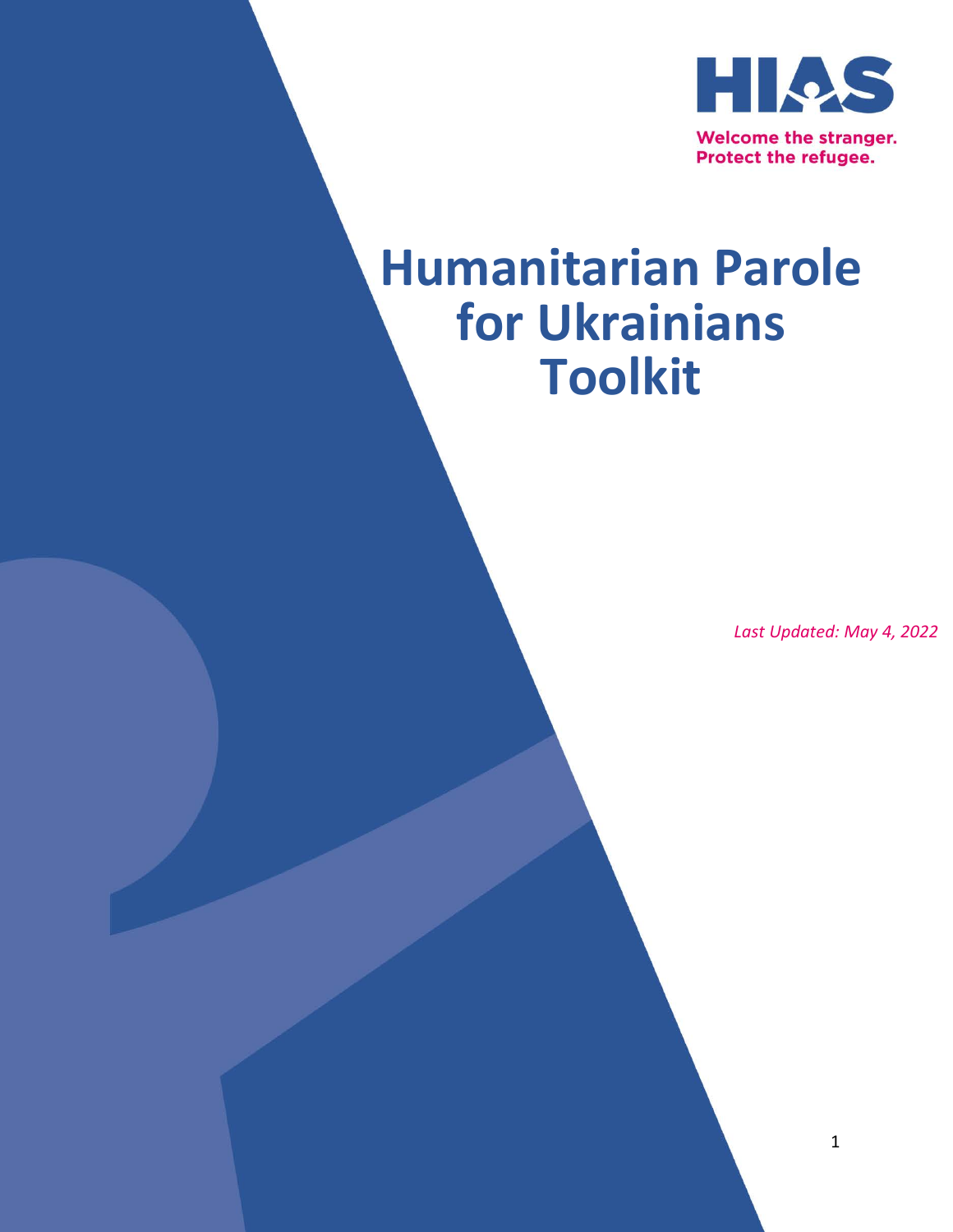HIAS

Welcome the stranger.
Protect the refugee.

# Humanitarian Parole for Ukrainians Toolkit

*Last Updated: May 4, 2022*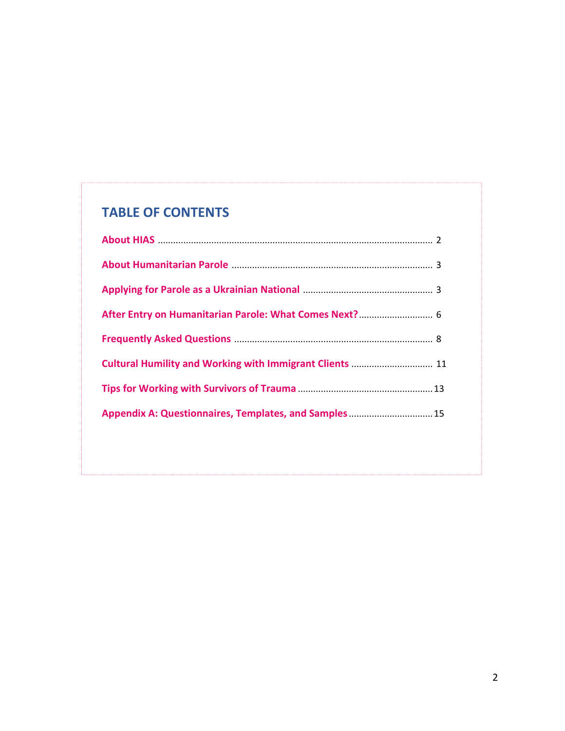## TABLE OF CONTENTS

| Section | Page |
| --- | --- |
| **About HIAS** | 2 |
| **About Humanitarian Parole** | 3 |
| **Applying for Parole as a Ukrainian National** | 3 |
| **After Entry on Humanitarian Parole: What Comes Next?** | 6 |
| **Frequently Asked Questions** | 8 |
| **Cultural Humility and Working with Immigrant Clients** | 11 |
| **Tips for Working with Survivors of Trauma** | 13 |
| **Appendix A: Questionnaires, Templates, and Samples** | 15 |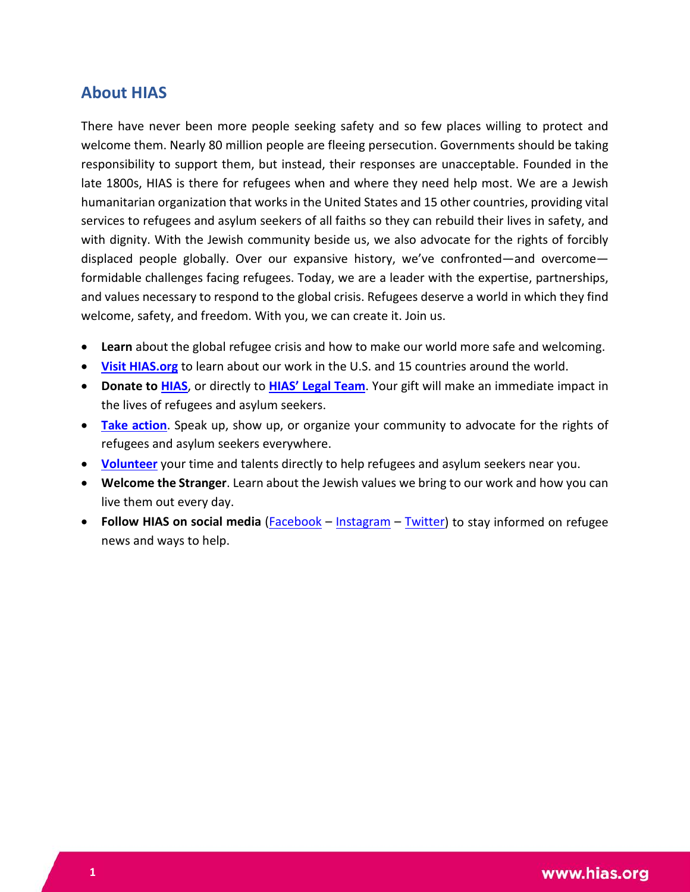## About HIAS

There have never been more people seeking safety and so few places willing to protect and welcome them. Nearly 80 million people are fleeing persecution. Governments should be taking responsibility to support them, but instead, their responses are unacceptable. Founded in the late 1800s, HIAS is there for refugees when and where they need help most. We are a Jewish humanitarian organization that works in the United States and 15 other countries, providing vital services to refugees and asylum seekers of all faiths so they can rebuild their lives in safety, and with dignity. With the Jewish community beside us, we also advocate for the rights of forcibly displaced people globally. Over our expansive history, we've confronted—and overcome—formidable challenges facing refugees. Today, we are a leader with the expertise, partnerships, and values necessary to respond to the global crisis. Refugees deserve a world in which they find welcome, safety, and freedom. With you, we can create it. Join us.

- **Learn** about the global refugee crisis and how to make our world more safe and welcoming.
- **Visit HIAS.org** to learn about our work in the U.S. and 15 countries around the world.
- **Donate to HIAS**, or directly to **HIAS' Legal Team**. Your gift will make an immediate impact in the lives of refugees and asylum seekers.
- **Take action**. Speak up, show up, or organize your community to advocate for the rights of refugees and asylum seekers everywhere.
- **Volunteer** your time and talents directly to help refugees and asylum seekers near you.
- **Welcome the Stranger**. Learn about the Jewish values we bring to our work and how you can live them out every day.
- **Follow HIAS on social media** (Facebook – Instagram – Twitter) to stay informed on refugee news and ways to help.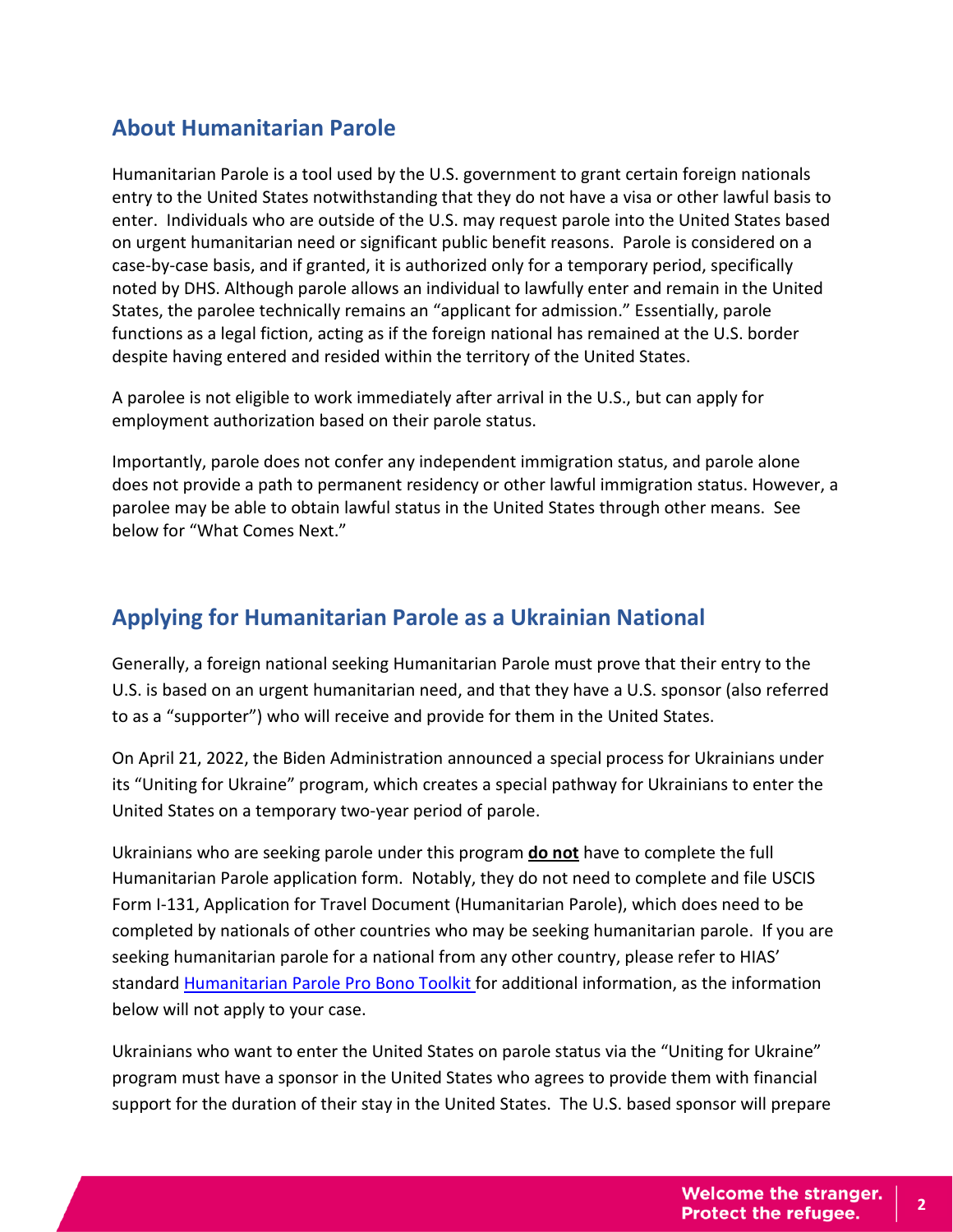## About Humanitarian Parole

Humanitarian Parole is a tool used by the U.S. government to grant certain foreign nationals entry to the United States notwithstanding that they do not have a visa or other lawful basis to enter. Individuals who are outside of the U.S. may request parole into the United States based on urgent humanitarian need or significant public benefit reasons. Parole is considered on a case-by-case basis, and if granted, it is authorized only for a temporary period, specifically noted by DHS. Although parole allows an individual to lawfully enter and remain in the United States, the parolee technically remains an "applicant for admission." Essentially, parole functions as a legal fiction, acting as if the foreign national has remained at the U.S. border despite having entered and resided within the territory of the United States.

A parolee is not eligible to work immediately after arrival in the U.S., but can apply for employment authorization based on their parole status.

Importantly, parole does not confer any independent immigration status, and parole alone does not provide a path to permanent residency or other lawful immigration status. However, a parolee may be able to obtain lawful status in the United States through other means. See below for "What Comes Next."

## Applying for Humanitarian Parole as a Ukrainian National

Generally, a foreign national seeking Humanitarian Parole must prove that their entry to the U.S. is based on an urgent humanitarian need, and that they have a U.S. sponsor (also referred to as a "supporter") who will receive and provide for them in the United States.

On April 21, 2022, the Biden Administration announced a special process for Ukrainians under its "Uniting for Ukraine" program, which creates a special pathway for Ukrainians to enter the United States on a temporary two-year period of parole.

Ukrainians who are seeking parole under this program **do not** have to complete the full Humanitarian Parole application form. Notably, they do not need to complete and file USCIS Form I-131, Application for Travel Document (Humanitarian Parole), which does need to be completed by nationals of other countries who may be seeking humanitarian parole. If you are seeking humanitarian parole for a national from any other country, please refer to HIAS' standard [Humanitarian Parole Pro Bono Toolkit](Humanitarian Parole Pro Bono Toolkit) for additional information, as the information below will not apply to your case.

Ukrainians who want to enter the United States on parole status via the "Uniting for Ukraine" program must have a sponsor in the United States who agrees to provide them with financial support for the duration of their stay in the United States. The U.S. based sponsor will prepare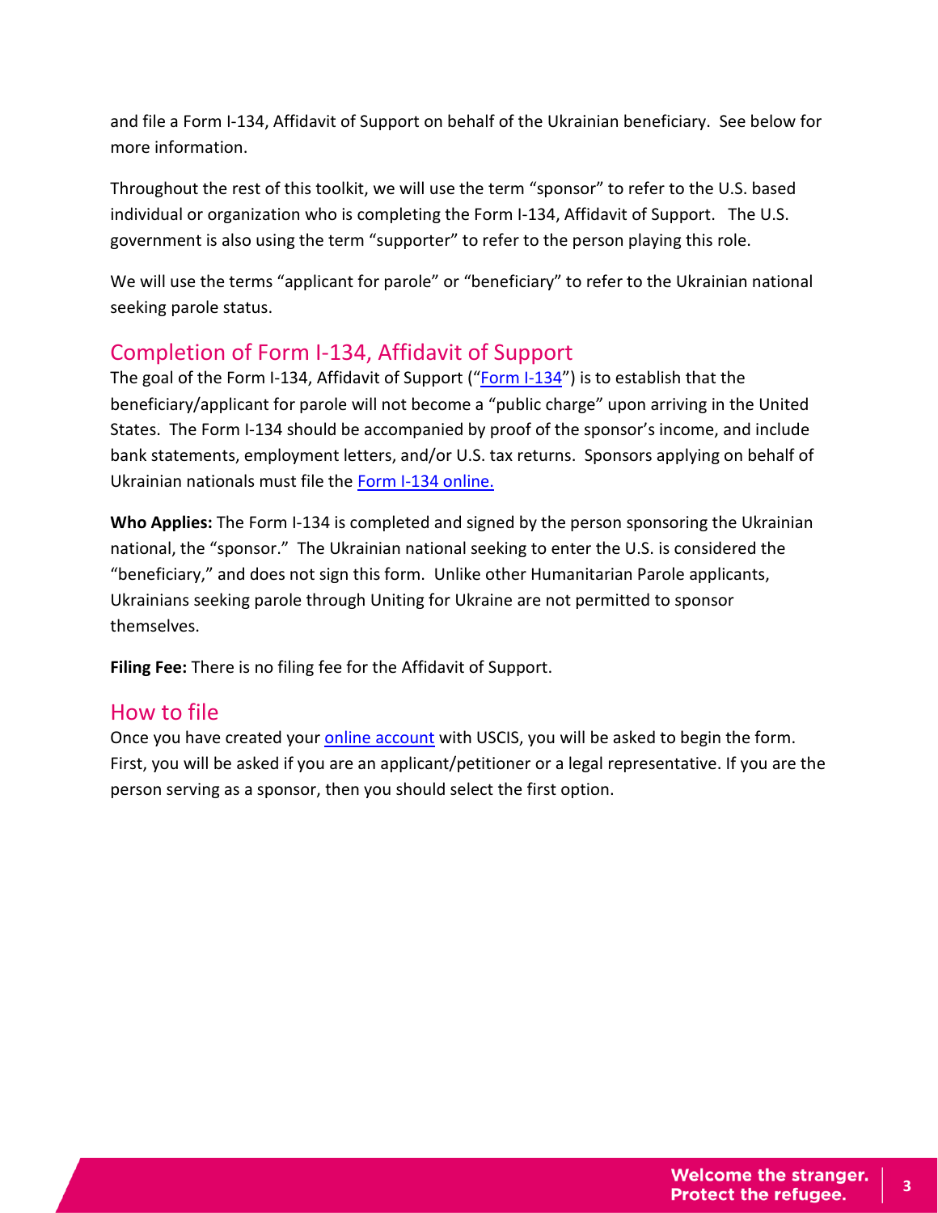and file a Form I-134, Affidavit of Support on behalf of the Ukrainian beneficiary. See below for more information.

Throughout the rest of this toolkit, we will use the term "sponsor" to refer to the U.S. based individual or organization who is completing the Form I-134, Affidavit of Support. The U.S. government is also using the term "supporter" to refer to the person playing this role.

We will use the terms "applicant for parole" or "beneficiary" to refer to the Ukrainian national seeking parole status.

## Completion of Form I-134, Affidavit of Support

The goal of the Form I-134, Affidavit of Support ("Form I-134") is to establish that the beneficiary/applicant for parole will not become a "public charge" upon arriving in the United States. The Form I-134 should be accompanied by proof of the sponsor's income, and include bank statements, employment letters, and/or U.S. tax returns. Sponsors applying on behalf of Ukrainian nationals must file the Form I-134 online.

**Who Applies:** The Form I-134 is completed and signed by the person sponsoring the Ukrainian national, the "sponsor." The Ukrainian national seeking to enter the U.S. is considered the "beneficiary," and does not sign this form. Unlike other Humanitarian Parole applicants, Ukrainians seeking parole through Uniting for Ukraine are not permitted to sponsor themselves.

**Filing Fee:** There is no filing fee for the Affidavit of Support.

## How to file

Once you have created your online account with USCIS, you will be asked to begin the form. First, you will be asked if you are an applicant/petitioner or a legal representative. If you are the person serving as a sponsor, then you should select the first option.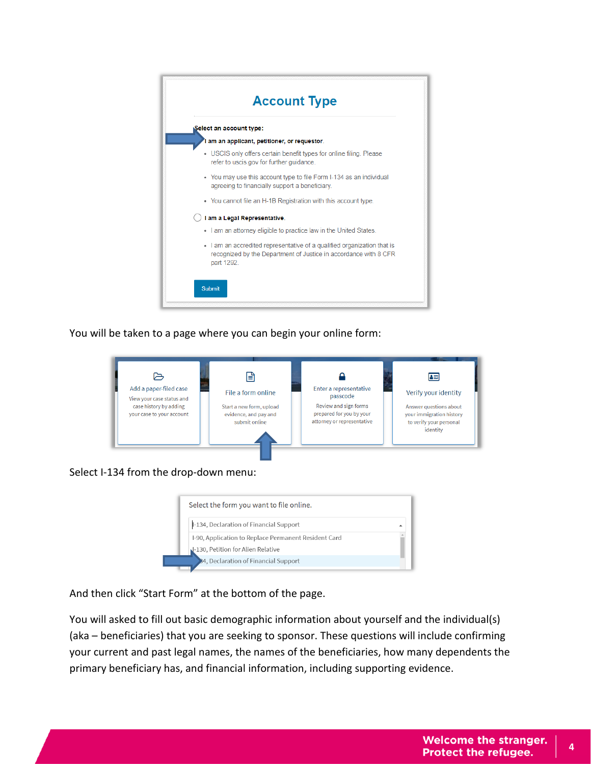# Account Type

Select an account type:

I am an applicant, petitioner, or requestor.

- USCIS only offers certain benefit types for online filing. Please refer to uscis.gov for further guidance.
- You may use this account type to file Form I-134 as an individual agreeing to financially support a beneficiary.
- You cannot file an H-1B Registration with this account type.

I am a Legal Representative.

- I am an attorney eligible to practice law in the United States.
- I am an accredited representative of a qualified organization that is recognized by the Department of Justice in accordance with 8 CFR part 1292.

Submit

You will be taken to a page where you can begin your online form:

| Add a paper-filed case | File a form online | Enter a representative passcode | Verify your identity |
|---|---|---|---|
| View your case status and case history by adding your case to your account | Start a new form, upload evidence, and pay and submit online | Review and sign forms prepared for you by your attorney or representative | Answer questions about your immigration history to verify your personal identity |

Select I-134 from the drop-down menu:

Select the form you want to file online.

I-134, Declaration of Financial Support

- I-90, Application to Replace Permanent Resident Card
- I-130, Petition for Alien Relative
- I-134, Declaration of Financial Support

And then click “Start Form” at the bottom of the page.

You will asked to fill out basic demographic information about yourself and the individual(s) (aka – beneficiaries) that you are seeking to sponsor. These questions will include confirming your current and past legal names, the names of the beneficiaries, how many dependents the primary beneficiary has, and financial information, including supporting evidence.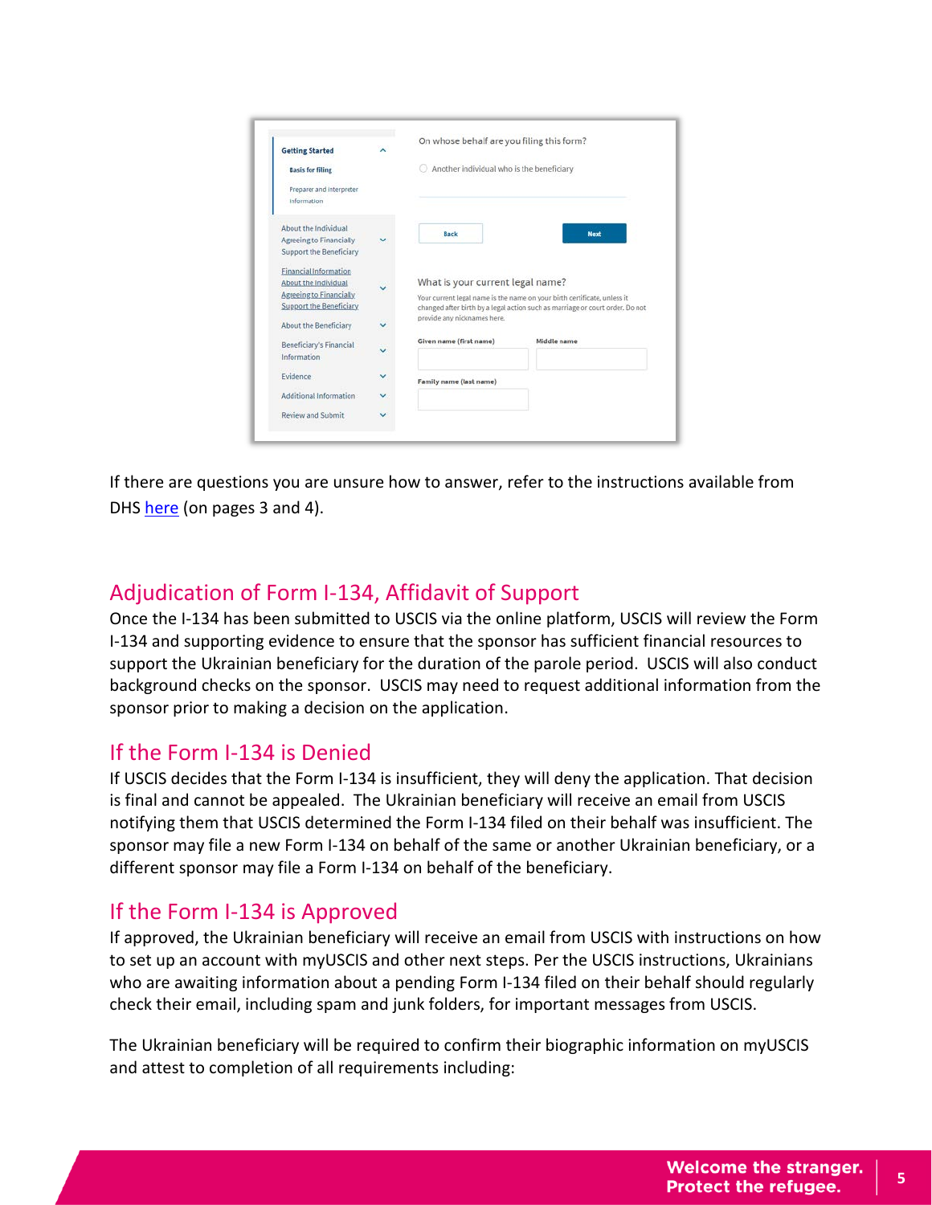If there are questions you are unsure how to answer, refer to the instructions available from DHS [here](#) (on pages 3 and 4).

## Adjudication of Form I-134, Affidavit of Support

Once the I-134 has been submitted to USCIS via the online platform, USCIS will review the Form I-134 and supporting evidence to ensure that the sponsor has sufficient financial resources to support the Ukrainian beneficiary for the duration of the parole period. USCIS will also conduct background checks on the sponsor. USCIS may need to request additional information from the sponsor prior to making a decision on the application.

## If the Form I-134 is Denied

If USCIS decides that the Form I-134 is insufficient, they will deny the application. That decision is final and cannot be appealed. The Ukrainian beneficiary will receive an email from USCIS notifying them that USCIS determined the Form I-134 filed on their behalf was insufficient. The sponsor may file a new Form I-134 on behalf of the same or another Ukrainian beneficiary, or a different sponsor may file a Form I-134 on behalf of the beneficiary.

## If the Form I-134 is Approved

If approved, the Ukrainian beneficiary will receive an email from USCIS with instructions on how to set up an account with myUSCIS and other next steps. Per the USCIS instructions, Ukrainians who are awaiting information about a pending Form I-134 filed on their behalf should regularly check their email, including spam and junk folders, for important messages from USCIS.

The Ukrainian beneficiary will be required to confirm their biographic information on myUSCIS and attest to completion of all requirements including: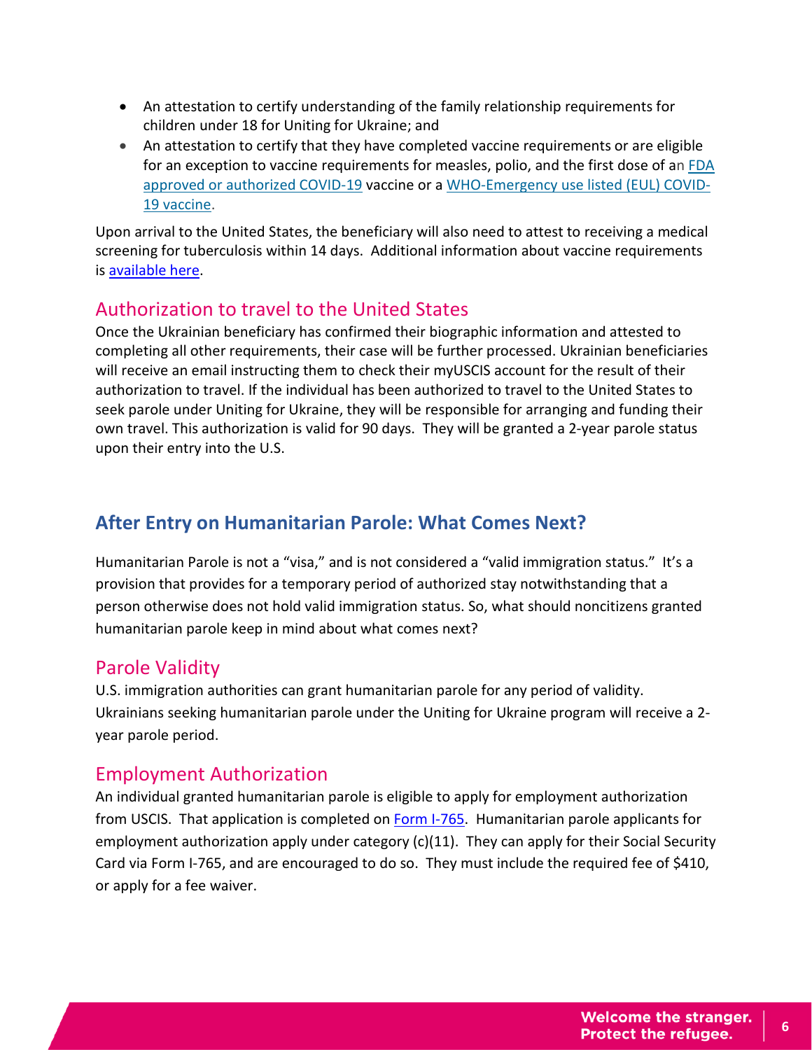- An attestation to certify understanding of the family relationship requirements for children under 18 for Uniting for Ukraine; and
- An attestation to certify that they have completed vaccine requirements or are eligible for an exception to vaccine requirements for measles, polio, and the first dose of an [FDA approved or authorized COVID-19](#) vaccine or a [WHO-Emergency use listed (EUL) COVID-19 vaccine](#).

Upon arrival to the United States, the beneficiary will also need to attest to receiving a medical screening for tuberculosis within 14 days. Additional information about vaccine requirements is [available here](#).

### Authorization to travel to the United States

Once the Ukrainian beneficiary has confirmed their biographic information and attested to completing all other requirements, their case will be further processed. Ukrainian beneficiaries will receive an email instructing them to check their myUSCIS account for the result of their authorization to travel. If the individual has been authorized to travel to the United States to seek parole under Uniting for Ukraine, they will be responsible for arranging and funding their own travel. This authorization is valid for 90 days. They will be granted a 2-year parole status upon their entry into the U.S.

## After Entry on Humanitarian Parole: What Comes Next?

Humanitarian Parole is not a "visa," and is not considered a "valid immigration status." It's a provision that provides for a temporary period of authorized stay notwithstanding that a person otherwise does not hold valid immigration status. So, what should noncitizens granted humanitarian parole keep in mind about what comes next?

### Parole Validity

U.S. immigration authorities can grant humanitarian parole for any period of validity. Ukrainians seeking humanitarian parole under the Uniting for Ukraine program will receive a 2-year parole period.

### Employment Authorization

An individual granted humanitarian parole is eligible to apply for employment authorization from USCIS. That application is completed on [Form I-765](#). Humanitarian parole applicants for employment authorization apply under category (c)(11). They can apply for their Social Security Card via Form I-765, and are encouraged to do so. They must include the required fee of $410, or apply for a fee waiver.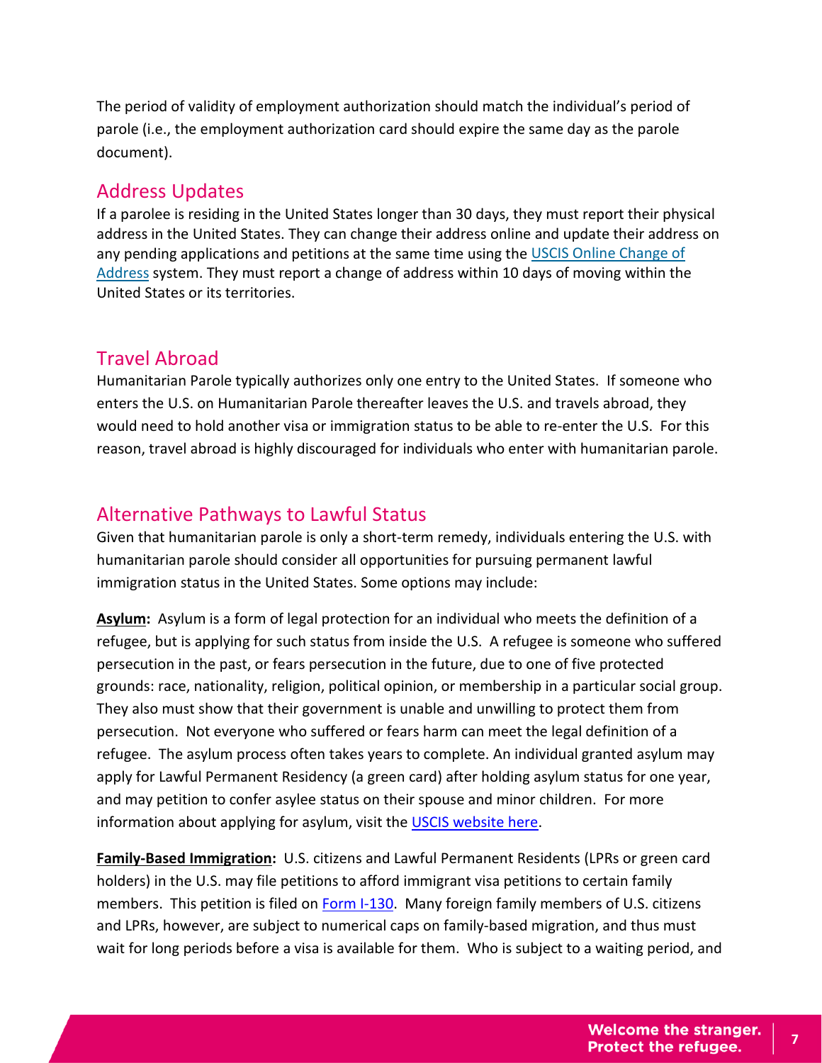The period of validity of employment authorization should match the individual's period of parole (i.e., the employment authorization card should expire the same day as the parole document).

## Address Updates

If a parolee is residing in the United States longer than 30 days, they must report their physical address in the United States. They can change their address online and update their address on any pending applications and petitions at the same time using the [USCIS Online Change of Address]() system. They must report a change of address within 10 days of moving within the United States or its territories.

## Travel Abroad

Humanitarian Parole typically authorizes only one entry to the United States. If someone who enters the U.S. on Humanitarian Parole thereafter leaves the U.S. and travels abroad, they would need to hold another visa or immigration status to be able to re-enter the U.S. For this reason, travel abroad is highly discouraged for individuals who enter with humanitarian parole.

## Alternative Pathways to Lawful Status

Given that humanitarian parole is only a short-term remedy, individuals entering the U.S. with humanitarian parole should consider all opportunities for pursuing permanent lawful immigration status in the United States. Some options may include:

**Asylum:** Asylum is a form of legal protection for an individual who meets the definition of a refugee, but is applying for such status from inside the U.S. A refugee is someone who suffered persecution in the past, or fears persecution in the future, due to one of five protected grounds: race, nationality, religion, political opinion, or membership in a particular social group. They also must show that their government is unable and unwilling to protect them from persecution. Not everyone who suffered or fears harm can meet the legal definition of a refugee. The asylum process often takes years to complete. An individual granted asylum may apply for Lawful Permanent Residency (a green card) after holding asylum status for one year, and may petition to confer asylee status on their spouse and minor children. For more information about applying for asylum, visit the [USCIS website here]().

**Family-Based Immigration:** U.S. citizens and Lawful Permanent Residents (LPRs or green card holders) in the U.S. may file petitions to afford immigrant visa petitions to certain family members. This petition is filed on [Form I-130](). Many foreign family members of U.S. citizens and LPRs, however, are subject to numerical caps on family-based migration, and thus must wait for long periods before a visa is available for them. Who is subject to a waiting period, and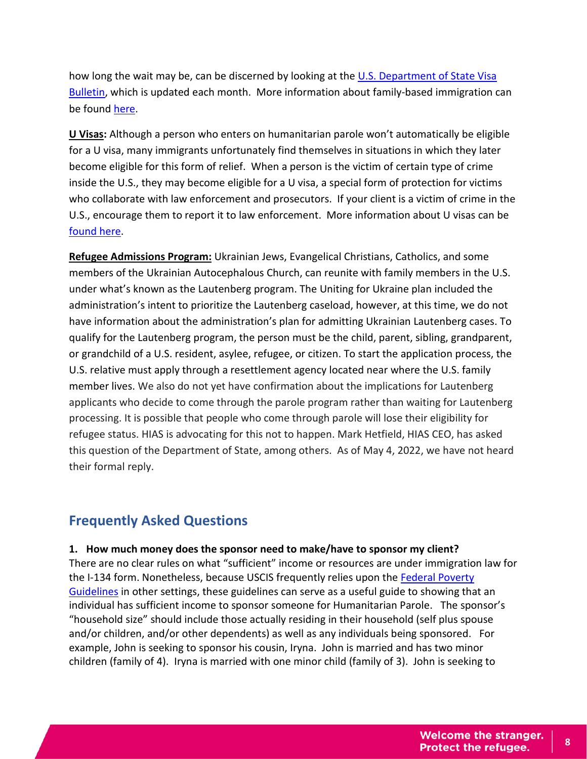how long the wait may be, can be discerned by looking at the [U.S. Department of State Visa Bulletin](), which is updated each month. More information about family-based immigration can be found [here]().

**U Visas:** Although a person who enters on humanitarian parole won't automatically be eligible for a U visa, many immigrants unfortunately find themselves in situations in which they later become eligible for this form of relief. When a person is the victim of certain type of crime inside the U.S., they may become eligible for a U visa, a special form of protection for victims who collaborate with law enforcement and prosecutors. If your client is a victim of crime in the U.S., encourage them to report it to law enforcement. More information about U visas can be [found here]().

**Refugee Admissions Program:** Ukrainian Jews, Evangelical Christians, Catholics, and some members of the Ukrainian Autocephalous Church, can reunite with family members in the U.S. under what's known as the Lautenberg program. The Uniting for Ukraine plan included the administration's intent to prioritize the Lautenberg caseload, however, at this time, we do not have information about the administration's plan for admitting Ukrainian Lautenberg cases. To qualify for the Lautenberg program, the person must be the child, parent, sibling, grandparent, or grandchild of a U.S. resident, asylee, refugee, or citizen. To start the application process, the U.S. relative must apply through a resettlement agency located near where the U.S. family member lives. We also do not yet have confirmation about the implications for Lautenberg applicants who decide to come through the parole program rather than waiting for Lautenberg processing. It is possible that people who come through parole will lose their eligibility for refugee status. HIAS is advocating for this not to happen. Mark Hetfield, HIAS CEO, has asked this question of the Department of State, among others. As of May 4, 2022, we have not heard their formal reply.

## Frequently Asked Questions

**1. How much money does the sponsor need to make/have to sponsor my client?**

There are no clear rules on what "sufficient" income or resources are under immigration law for the I-134 form. Nonetheless, because USCIS frequently relies upon the [Federal Poverty Guidelines]() in other settings, these guidelines can serve as a useful guide to showing that an individual has sufficient income to sponsor someone for Humanitarian Parole. The sponsor's "household size" should include those actually residing in their household (self plus spouse and/or children, and/or other dependents) as well as any individuals being sponsored. For example, John is seeking to sponsor his cousin, Iryna. John is married and has two minor children (family of 4). Iryna is married with one minor child (family of 3). John is seeking to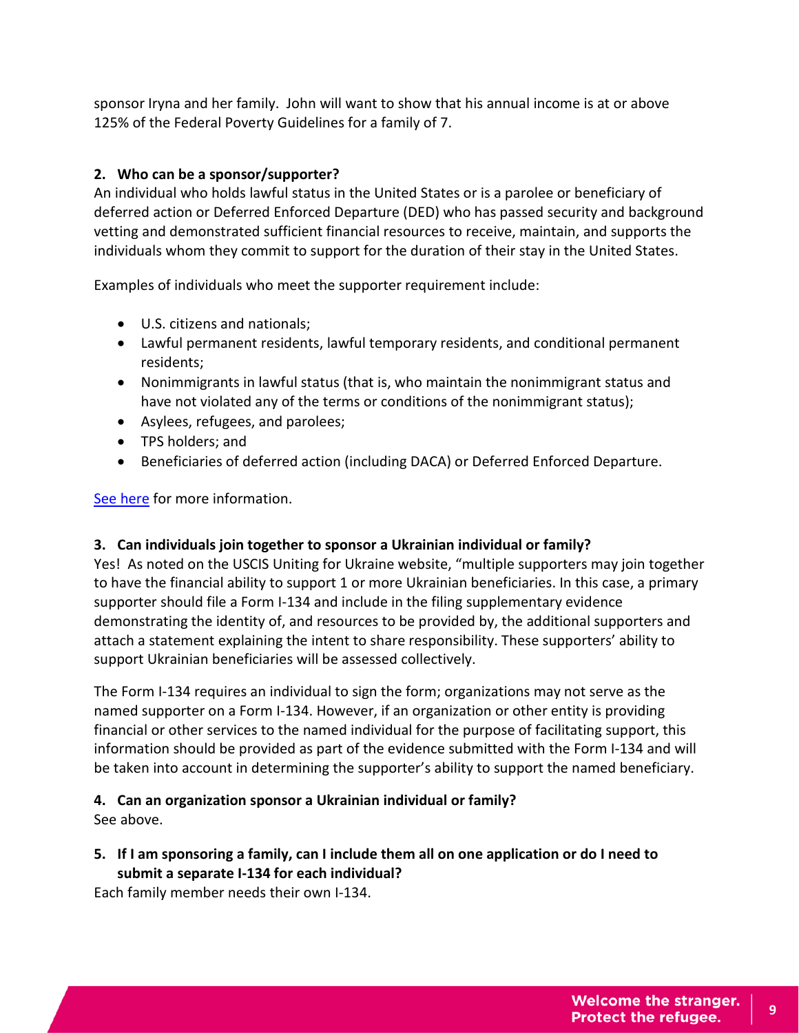sponsor Iryna and her family. John will want to show that his annual income is at or above 125% of the Federal Poverty Guidelines for a family of 7.

**2. Who can be a sponsor/supporter?**

An individual who holds lawful status in the United States or is a parolee or beneficiary of deferred action or Deferred Enforced Departure (DED) who has passed security and background vetting and demonstrated sufficient financial resources to receive, maintain, and supports the individuals whom they commit to support for the duration of their stay in the United States.

Examples of individuals who meet the supporter requirement include:

- U.S. citizens and nationals;
- Lawful permanent residents, lawful temporary residents, and conditional permanent residents;
- Nonimmigrants in lawful status (that is, who maintain the nonimmigrant status and have not violated any of the terms or conditions of the nonimmigrant status);
- Asylees, refugees, and parolees;
- TPS holders; and
- Beneficiaries of deferred action (including DACA) or Deferred Enforced Departure.

See here for more information.

**3. Can individuals join together to sponsor a Ukrainian individual or family?**

Yes! As noted on the USCIS Uniting for Ukraine website, "multiple supporters may join together to have the financial ability to support 1 or more Ukrainian beneficiaries. In this case, a primary supporter should file a Form I-134 and include in the filing supplementary evidence demonstrating the identity of, and resources to be provided by, the additional supporters and attach a statement explaining the intent to share responsibility. These supporters' ability to support Ukrainian beneficiaries will be assessed collectively.

The Form I-134 requires an individual to sign the form; organizations may not serve as the named supporter on a Form I-134. However, if an organization or other entity is providing financial or other services to the named individual for the purpose of facilitating support, this information should be provided as part of the evidence submitted with the Form I-134 and will be taken into account in determining the supporter's ability to support the named beneficiary.

**4. Can an organization sponsor a Ukrainian individual or family?**

See above.

**5. If I am sponsoring a family, can I include them all on one application or do I need to submit a separate I-134 for each individual?**

Each family member needs their own I-134.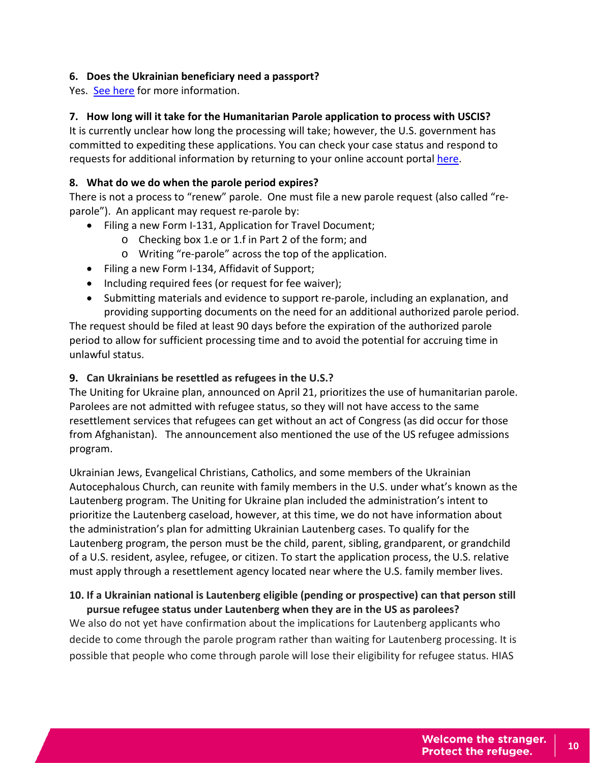**6. Does the Ukrainian beneficiary need a passport?**

Yes. See here for more information.

**7. How long will it take for the Humanitarian Parole application to process with USCIS?**

It is currently unclear how long the processing will take; however, the U.S. government has committed to expediting these applications. You can check your case status and respond to requests for additional information by returning to your online account portal here.

**8. What do we do when the parole period expires?**

There is not a process to "renew" parole. One must file a new parole request (also called "re-parole"). An applicant may request re-parole by:

- Filing a new Form I-131, Application for Travel Document;
  - Checking box 1.e or 1.f in Part 2 of the form; and
  - Writing "re-parole" across the top of the application.
- Filing a new Form I-134, Affidavit of Support;
- Including required fees (or request for fee waiver);
- Submitting materials and evidence to support re-parole, including an explanation, and providing supporting documents on the need for an additional authorized parole period.

The request should be filed at least 90 days before the expiration of the authorized parole period to allow for sufficient processing time and to avoid the potential for accruing time in unlawful status.

**9. Can Ukrainians be resettled as refugees in the U.S.?**

The Uniting for Ukraine plan, announced on April 21, prioritizes the use of humanitarian parole. Parolees are not admitted with refugee status, so they will not have access to the same resettlement services that refugees can get without an act of Congress (as did occur for those from Afghanistan). The announcement also mentioned the use of the US refugee admissions program.

Ukrainian Jews, Evangelical Christians, Catholics, and some members of the Ukrainian Autocephalous Church, can reunite with family members in the U.S. under what's known as the Lautenberg program. The Uniting for Ukraine plan included the administration's intent to prioritize the Lautenberg caseload, however, at this time, we do not have information about the administration's plan for admitting Ukrainian Lautenberg cases. To qualify for the Lautenberg program, the person must be the child, parent, sibling, grandparent, or grandchild of a U.S. resident, asylee, refugee, or citizen. To start the application process, the U.S. relative must apply through a resettlement agency located near where the U.S. family member lives.

**10. If a Ukrainian national is Lautenberg eligible (pending or prospective) can that person still pursue refugee status under Lautenberg when they are in the US as parolees?**

We also do not yet have confirmation about the implications for Lautenberg applicants who decide to come through the parole program rather than waiting for Lautenberg processing. It is possible that people who come through parole will lose their eligibility for refugee status. HIAS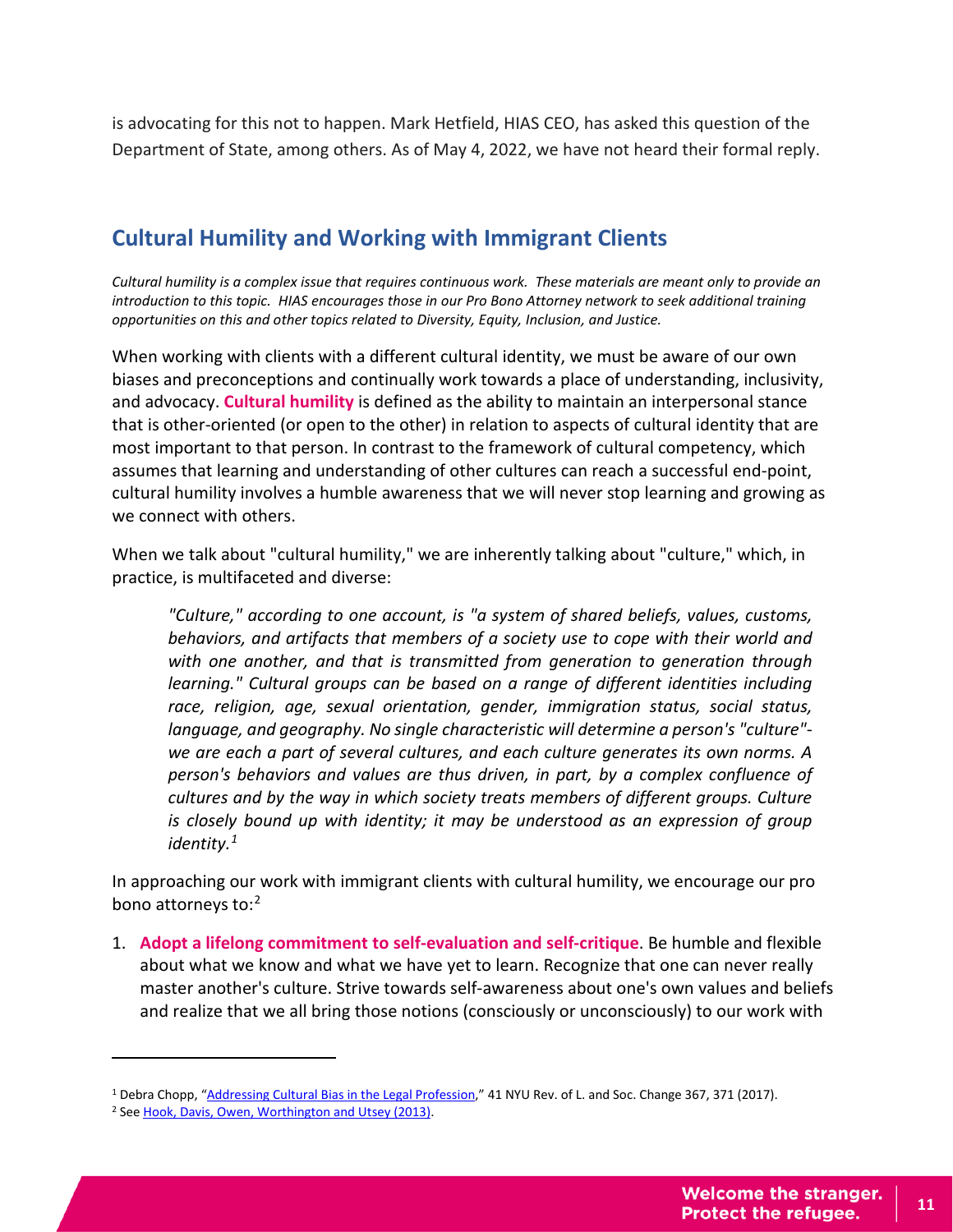is advocating for this not to happen. Mark Hetfield, HIAS CEO, has asked this question of the Department of State, among others. As of May 4, 2022, we have not heard their formal reply.

## Cultural Humility and Working with Immigrant Clients

*Cultural humility is a complex issue that requires continuous work. These materials are meant only to provide an introduction to this topic. HIAS encourages those in our Pro Bono Attorney network to seek additional training opportunities on this and other topics related to Diversity, Equity, Inclusion, and Justice.*

When working with clients with a different cultural identity, we must be aware of our own biases and preconceptions and continually work towards a place of understanding, inclusivity, and advocacy. **Cultural humility** is defined as the ability to maintain an interpersonal stance that is other-oriented (or open to the other) in relation to aspects of cultural identity that are most important to that person. In contrast to the framework of cultural competency, which assumes that learning and understanding of other cultures can reach a successful end-point, cultural humility involves a humble awareness that we will never stop learning and growing as we connect with others.

When we talk about "cultural humility," we are inherently talking about "culture," which, in practice, is multifaceted and diverse:

> *"Culture," according to one account, is "a system of shared beliefs, values, customs, behaviors, and artifacts that members of a society use to cope with their world and with one another, and that is transmitted from generation to generation through learning." Cultural groups can be based on a range of different identities including race, religion, age, sexual orientation, gender, immigration status, social status, language, and geography. No single characteristic will determine a person's "culture"- we are each a part of several cultures, and each culture generates its own norms. A person's behaviors and values are thus driven, in part, by a complex confluence of cultures and by the way in which society treats members of different groups. Culture is closely bound up with identity; it may be understood as an expression of group identity.*[1]

In approaching our work with immigrant clients with cultural humility, we encourage our pro bono attorneys to:[2]

1. **Adopt a lifelong commitment to self-evaluation and self-critique**. Be humble and flexible about what we know and what we have yet to learn. Recognize that one can never really master another's culture. Strive towards self-awareness about one's own values and beliefs and realize that we all bring those notions (consciously or unconsciously) to our work with

---

[1] Debra Chopp, "Addressing Cultural Bias in the Legal Profession," 41 NYU Rev. of L. and Soc. Change 367, 371 (2017).

[2] See Hook, Davis, Owen, Worthington and Utsey (2013).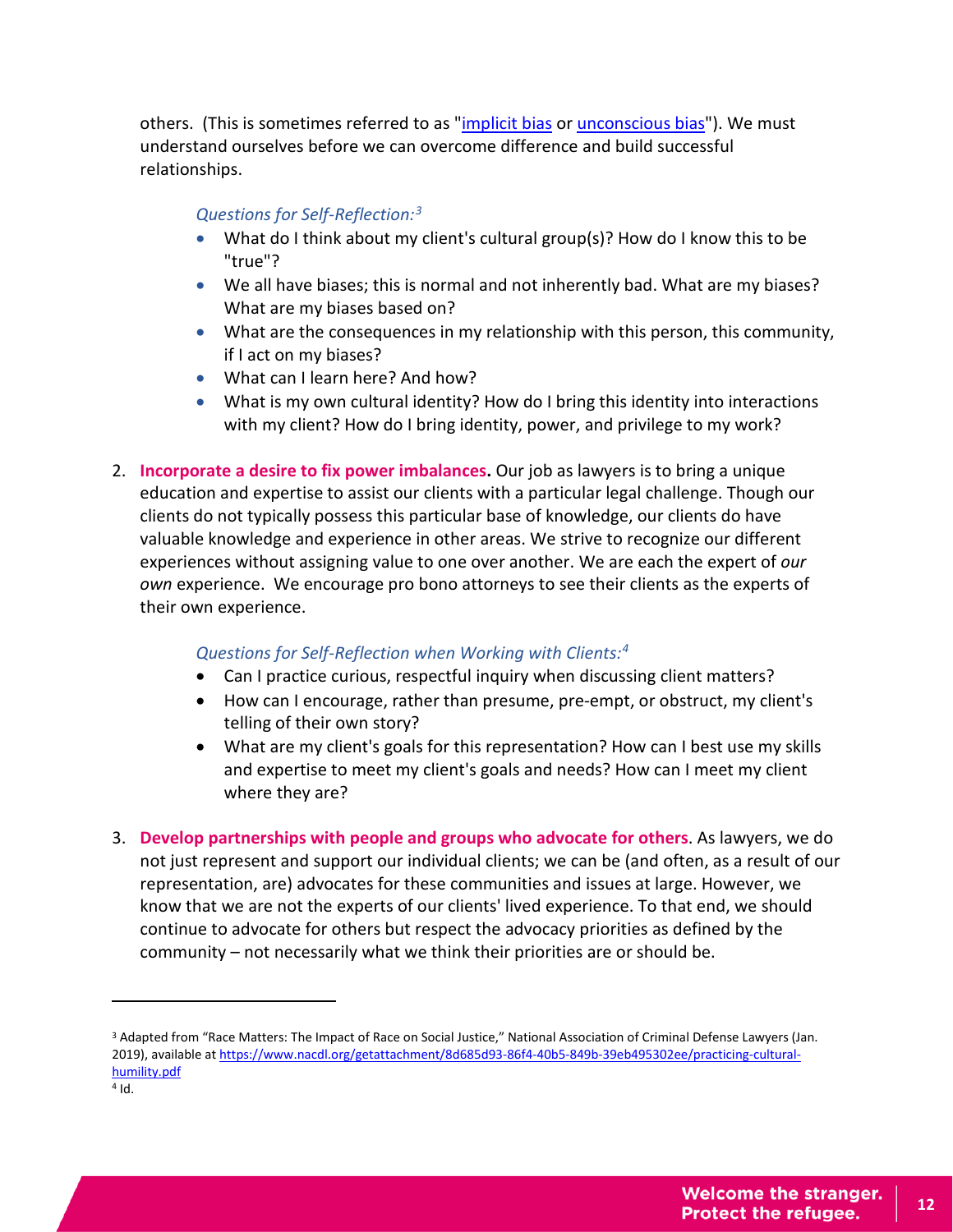others. (This is sometimes referred to as "[implicit bias]" or "[unconscious bias]"). We must understand ourselves before we can overcome difference and build successful relationships.

*Questions for Self-Reflection:*[3]

- What do I think about my client's cultural group(s)? How do I know this to be "true"?
- We all have biases; this is normal and not inherently bad. What are my biases? What are my biases based on?
- What are the consequences in my relationship with this person, this community, if I act on my biases?
- What can I learn here? And how?
- What is my own cultural identity? How do I bring this identity into interactions with my client? How do I bring identity, power, and privilege to my work?

2. **Incorporate a desire to fix power imbalances.** Our job as lawyers is to bring a unique education and expertise to assist our clients with a particular legal challenge. Though our clients do not typically possess this particular base of knowledge, our clients do have valuable knowledge and experience in other areas. We strive to recognize our different experiences without assigning value to one over another. We are each the expert of *our own* experience. We encourage pro bono attorneys to see their clients as the experts of their own experience.

   *Questions for Self-Reflection when Working with Clients:*[4]

   - Can I practice curious, respectful inquiry when discussing client matters?
   - How can I encourage, rather than presume, pre-empt, or obstruct, my client's telling of their own story?
   - What are my client's goals for this representation? How can I best use my skills and expertise to meet my client's goals and needs? How can I meet my client where they are?

3. **Develop partnerships with people and groups who advocate for others.** As lawyers, we do not just represent and support our individual clients; we can be (and often, as a result of our representation, are) advocates for these communities and issues at large. However, we know that we are not the experts of our clients' lived experience. To that end, we should continue to advocate for others but respect the advocacy priorities as defined by the community – not necessarily what we think their priorities are or should be.

---

[3] Adapted from "Race Matters: The Impact of Race on Social Justice," National Association of Criminal Defense Lawyers (Jan. 2019), available at https://www.nacdl.org/getattachment/8d685d93-86f4-40b5-849b-39eb495302ee/practicing-cultural-humility.pdf

[4] Id.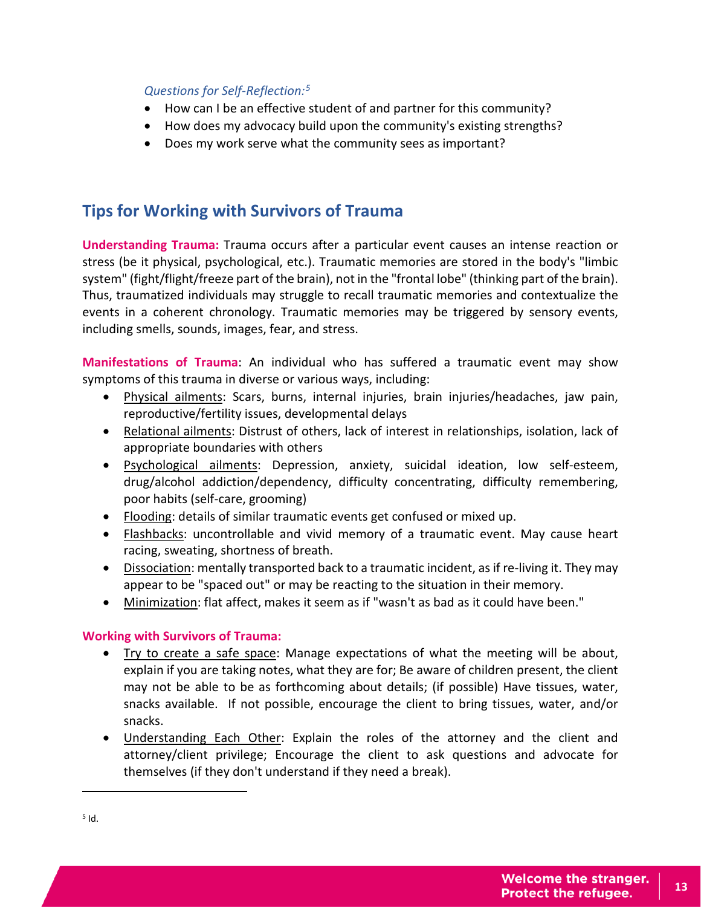*Questions for Self-Reflection:*[5]

- How can I be an effective student of and partner for this community?
- How does my advocacy build upon the community's existing strengths?
- Does my work serve what the community sees as important?

## Tips for Working with Survivors of Trauma

**Understanding Trauma:** Trauma occurs after a particular event causes an intense reaction or stress (be it physical, psychological, etc.). Traumatic memories are stored in the body's "limbic system" (fight/flight/freeze part of the brain), not in the "frontal lobe" (thinking part of the brain). Thus, traumatized individuals may struggle to recall traumatic memories and contextualize the events in a coherent chronology. Traumatic memories may be triggered by sensory events, including smells, sounds, images, fear, and stress.

**Manifestations of Trauma**: An individual who has suffered a traumatic event may show symptoms of this trauma in diverse or various ways, including:

- Physical ailments: Scars, burns, internal injuries, brain injuries/headaches, jaw pain, reproductive/fertility issues, developmental delays
- Relational ailments: Distrust of others, lack of interest in relationships, isolation, lack of appropriate boundaries with others
- Psychological ailments: Depression, anxiety, suicidal ideation, low self-esteem, drug/alcohol addiction/dependency, difficulty concentrating, difficulty remembering, poor habits (self-care, grooming)
- Flooding: details of similar traumatic events get confused or mixed up.
- Flashbacks: uncontrollable and vivid memory of a traumatic event. May cause heart racing, sweating, shortness of breath.
- Dissociation: mentally transported back to a traumatic incident, as if re-living it. They may appear to be "spaced out" or may be reacting to the situation in their memory.
- Minimization: flat affect, makes it seem as if "wasn't as bad as it could have been."

**Working with Survivors of Trauma:**

- Try to create a safe space: Manage expectations of what the meeting will be about, explain if you are taking notes, what they are for; Be aware of children present, the client may not be able to be as forthcoming about details; (if possible) Have tissues, water, snacks available. If not possible, encourage the client to bring tissues, water, and/or snacks.
- Understanding Each Other: Explain the roles of the attorney and the client and attorney/client privilege; Encourage the client to ask questions and advocate for themselves (if they don't understand if they need a break).

[5] Id.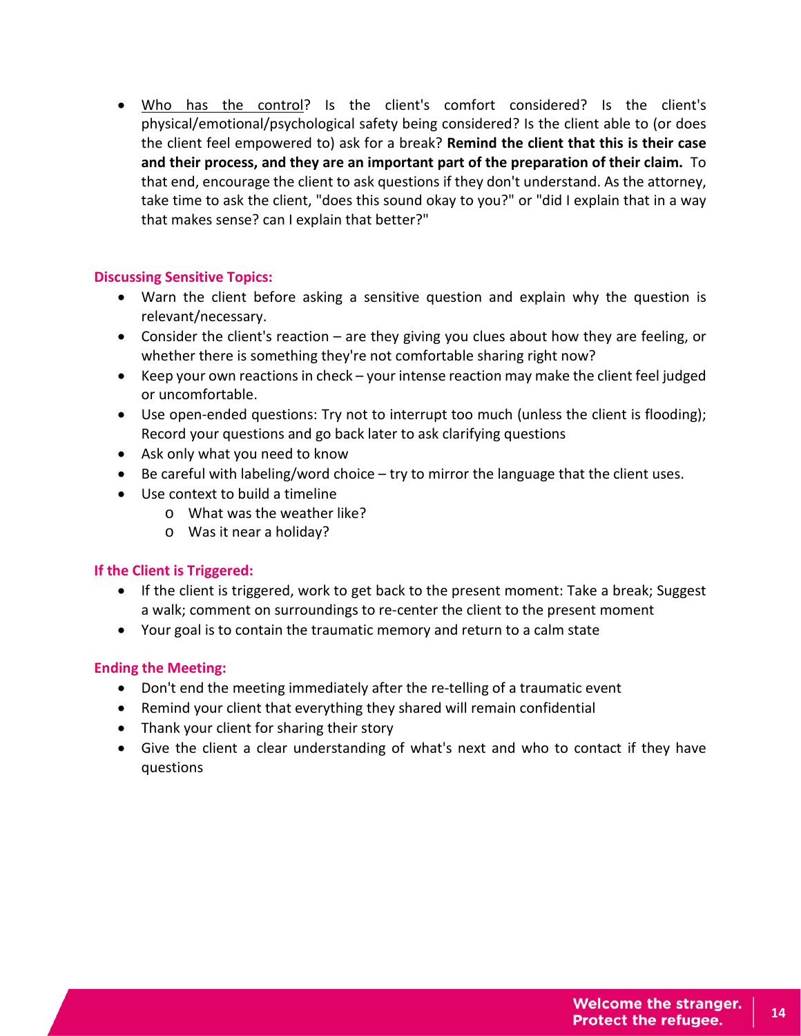- <u>Who has the control</u>? Is the client's comfort considered? Is the client's physical/emotional/psychological safety being considered? Is the client able to (or does the client feel empowered to) ask for a break? **Remind the client that this is their case and their process, and they are an important part of the preparation of their claim.** To that end, encourage the client to ask questions if they don't understand. As the attorney, take time to ask the client, "does this sound okay to you?" or "did I explain that in a way that makes sense? can I explain that better?"

### Discussing Sensitive Topics:

- Warn the client before asking a sensitive question and explain why the question is relevant/necessary.
- Consider the client's reaction – are they giving you clues about how they are feeling, or whether there is something they're not comfortable sharing right now?
- Keep your own reactions in check – your intense reaction may make the client feel judged or uncomfortable.
- Use open-ended questions: Try not to interrupt too much (unless the client is flooding); Record your questions and go back later to ask clarifying questions
- Ask only what you need to know
- Be careful with labeling/word choice – try to mirror the language that the client uses.
- Use context to build a timeline
  - What was the weather like?
  - Was it near a holiday?

### If the Client is Triggered:

- If the client is triggered, work to get back to the present moment: Take a break; Suggest a walk; comment on surroundings to re-center the client to the present moment
- Your goal is to contain the traumatic memory and return to a calm state

### Ending the Meeting:

- Don't end the meeting immediately after the re-telling of a traumatic event
- Remind your client that everything they shared will remain confidential
- Thank your client for sharing their story
- Give the client a clear understanding of what's next and who to contact if they have questions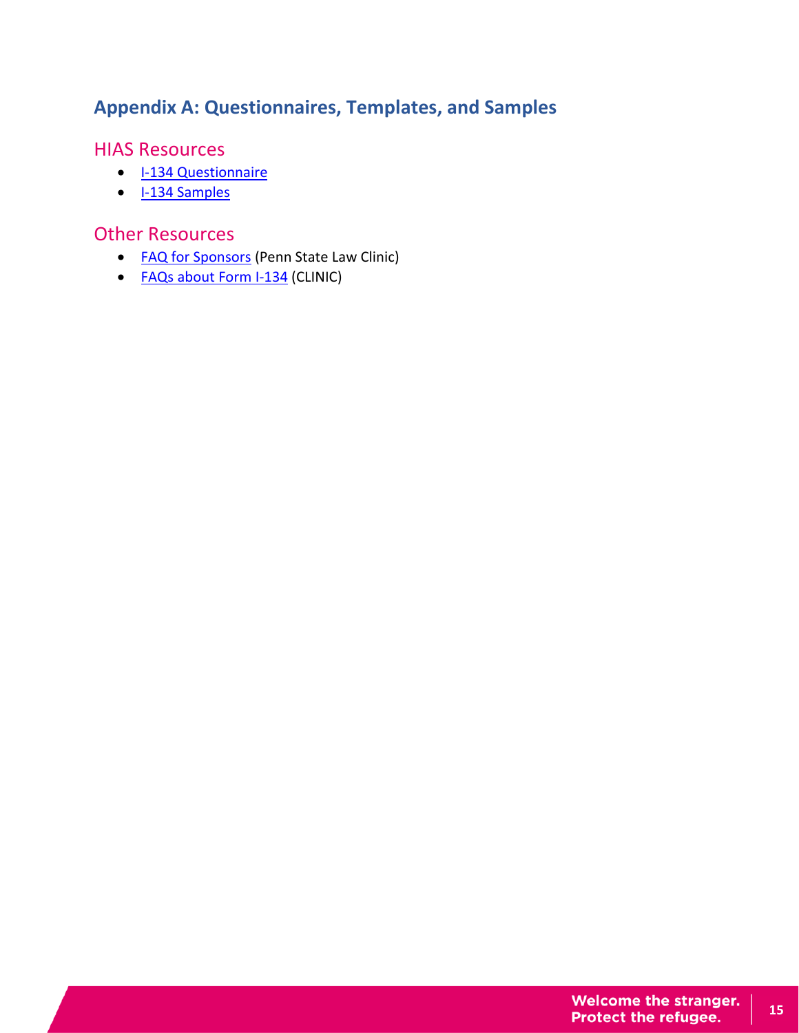## Appendix A: Questionnaires, Templates, and Samples

### HIAS Resources

- I-134 Questionnaire
- I-134 Samples

### Other Resources

- FAQ for Sponsors (Penn State Law Clinic)
- FAQs about Form I-134 (CLINIC)